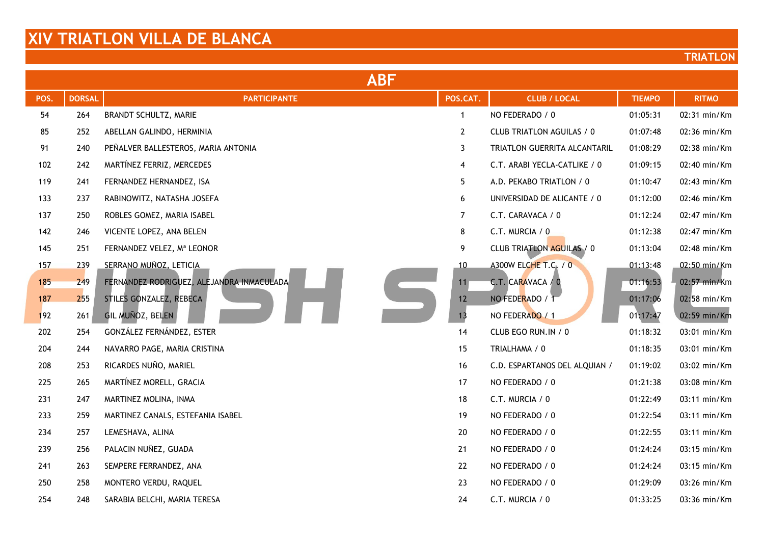# XIV TRIATLON VILLA DE BLANCA

**TRIATLON**

## ABF

| POS. | DORSAL | PARTICIPANTE | POS.CAT. | CLUB / LOCAL | TIEMPO | RITMO |
|---|---|---|---|---|---|---|
| 54 | 264 | BRANDT SCHULTZ, MARIE | 1 | NO FEDERADO / 0 | 01:05:31 | 02:31 min/Km |
| 85 | 252 | ABELLAN GALINDO, HERMINIA | 2 | CLUB TRIATLON AGUILAS / 0 | 01:07:48 | 02:36 min/Km |
| 91 | 240 | PEÑALVER BALLESTEROS, MARIA ANTONIA | 3 | TRIATLON GUERRITA ALCANTARIL | 01:08:29 | 02:38 min/Km |
| 102 | 242 | MARTÍNEZ FERRIZ, MERCEDES | 4 | C.T. ARABI YECLA-CATLIKE / 0 | 01:09:15 | 02:40 min/Km |
| 119 | 241 | FERNANDEZ HERNANDEZ, ISA | 5 | A.D. PEKABO TRIATLON / 0 | 01:10:47 | 02:43 min/Km |
| 133 | 237 | RABINOWITZ, NATASHA JOSEFA | 6 | UNIVERSIDAD DE ALICANTE / 0 | 01:12:00 | 02:46 min/Km |
| 137 | 250 | ROBLES GOMEZ, MARIA ISABEL | 7 | C.T. CARAVACA / 0 | 01:12:24 | 02:47 min/Km |
| 142 | 246 | VICENTE LOPEZ, ANA BELEN | 8 | C.T. MURCIA / 0 | 01:12:38 | 02:47 min/Km |
| 145 | 251 | FERNANDEZ VELEZ, Mª LEONOR | 9 | CLUB TRIATLON AGUILAS / 0 | 01:13:04 | 02:48 min/Km |
| 157 | 239 | SERRANO MUÑOZ, LETICIA | 10 | A300W ELCHE T.C. / 0 | 01:13:48 | 02:50 min/Km |
| 185 | 249 | FERNANDEZ RODRIGUEZ, ALEJANDRA INMACULADA | 11 | C.T. CARAVACA / 0 | 01:16:53 | 02:57 min/Km |
| 187 | 255 | STILES GONZALEZ, REBECA | 12 | NO FEDERADO / 1 | 01:17:06 | 02:58 min/Km |
| 192 | 261 | GIL MUÑOZ, BELEN | 13 | NO FEDERADO / 1 | 01:17:47 | 02:59 min/Km |
| 202 | 254 | GONZÁLEZ FERNÁNDEZ, ESTER | 14 | CLUB EGO RUN.IN / 0 | 01:18:32 | 03:01 min/Km |
| 204 | 244 | NAVARRO PAGE, MARIA CRISTINA | 15 | TRIALHAMA / 0 | 01:18:35 | 03:01 min/Km |
| 208 | 253 | RICARDES NUÑO, MARIEL | 16 | C.D. ESPARTANOS DEL ALQUIAN / | 01:19:02 | 03:02 min/Km |
| 225 | 265 | MARTÍNEZ MORELL, GRACIA | 17 | NO FEDERADO / 0 | 01:21:38 | 03:08 min/Km |
| 231 | 247 | MARTINEZ MOLINA, INMA | 18 | C.T. MURCIA / 0 | 01:22:49 | 03:11 min/Km |
| 233 | 259 | MARTINEZ CANALS, ESTEFANIA ISABEL | 19 | NO FEDERADO / 0 | 01:22:54 | 03:11 min/Km |
| 234 | 257 | LEMESHAVA, ALINA | 20 | NO FEDERADO / 0 | 01:22:55 | 03:11 min/Km |
| 239 | 256 | PALACIN NUÑEZ, GUADA | 21 | NO FEDERADO / 0 | 01:24:24 | 03:15 min/Km |
| 241 | 263 | SEMPERE FERRANDEZ, ANA | 22 | NO FEDERADO / 0 | 01:24:24 | 03:15 min/Km |
| 250 | 258 | MONTERO VERDU, RAQUEL | 23 | NO FEDERADO / 0 | 01:29:09 | 03:26 min/Km |
| 254 | 248 | SARABIA BELCHI, MARIA TERESA | 24 | C.T. MURCIA / 0 | 01:33:25 | 03:36 min/Km |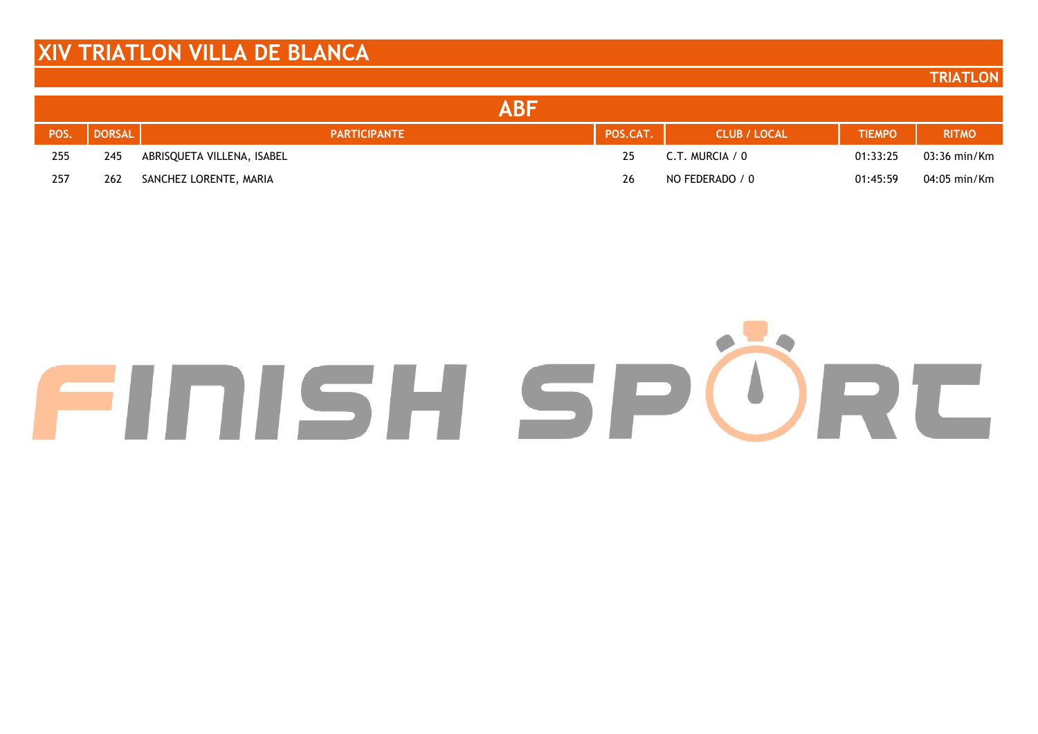# XIV TRIATLON VILLA DE BLANCA

**TRIATLON**

## ABF

| POS. | DORSAL | PARTICIPANTE | POS.CAT. | CLUB / LOCAL | TIEMPO | RITMO |
|---|---|---|---|---|---|---|
| 255 | 245 | ABRISQUETA VILLENA, ISABEL | 25 | C.T. MURCIA / 0 | 01:33:25 | 03:36 min/Km |
| 257 | 262 | SANCHEZ LORENTE, MARIA | 26 | NO FEDERADO / 0 | 01:45:59 | 04:05 min/Km |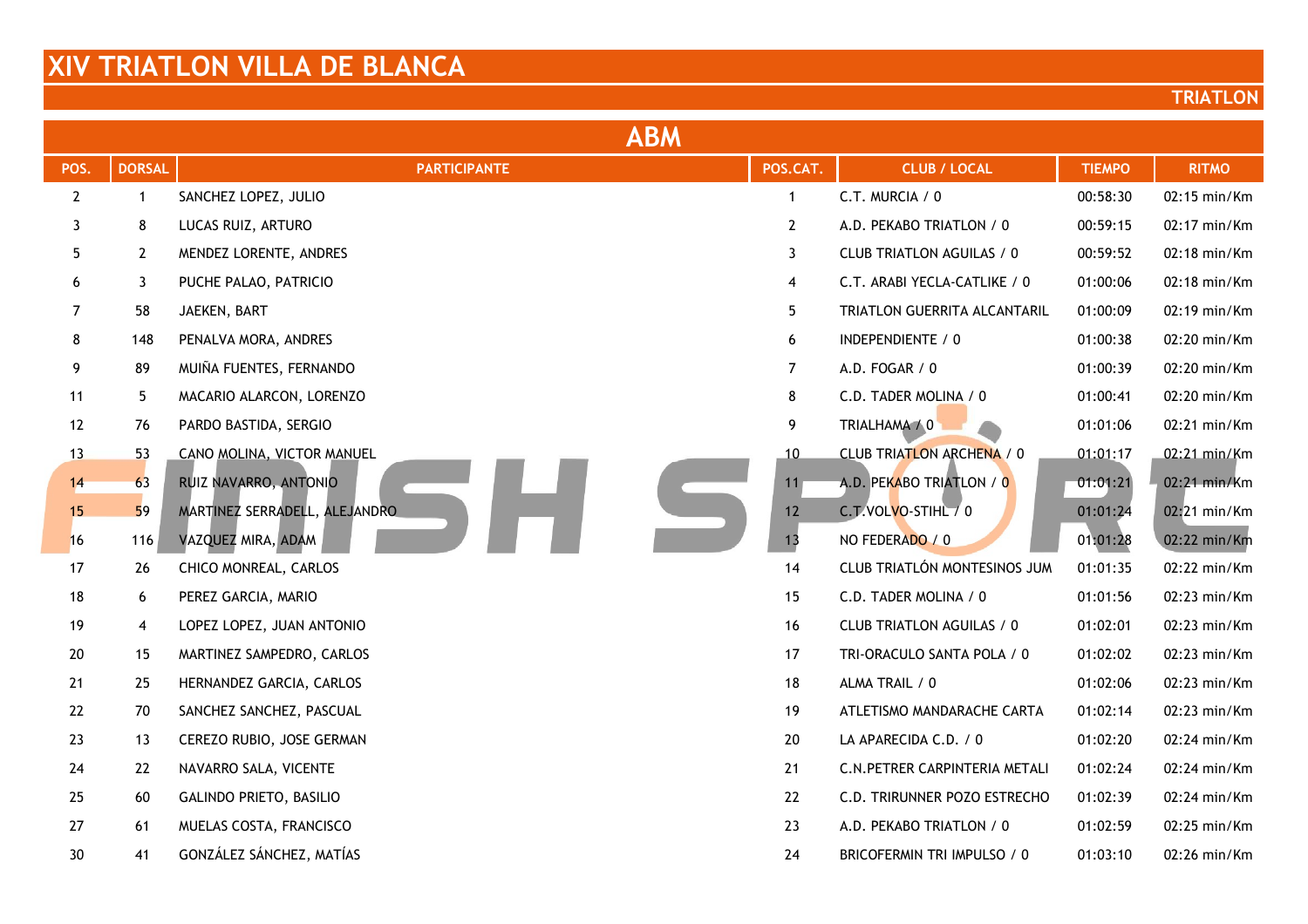# XIV TRIATLON VILLA DE BLANCA

**TRIATLON**

## ABM

| POS. | DORSAL | PARTICIPANTE | POS.CAT. | CLUB / LOCAL | TIEMPO | RITMO |
|---|---|---|---|---|---|---|
| 2 | 1 | SANCHEZ LOPEZ, JULIO | 1 | C.T. MURCIA / 0 | 00:58:30 | 02:15 min/Km |
| 3 | 8 | LUCAS RUIZ, ARTURO | 2 | A.D. PEKABO TRIATLON / 0 | 00:59:15 | 02:17 min/Km |
| 5 | 2 | MENDEZ LORENTE, ANDRES | 3 | CLUB TRIATLON AGUILAS / 0 | 00:59:52 | 02:18 min/Km |
| 6 | 3 | PUCHE PALAO, PATRICIO | 4 | C.T. ARABI YECLA-CATLIKE / 0 | 01:00:06 | 02:18 min/Km |
| 7 | 58 | JAEKEN, BART | 5 | TRIATLON GUERRITA ALCANTARIL | 01:00:09 | 02:19 min/Km |
| 8 | 148 | PENALVA MORA, ANDRES | 6 | INDEPENDIENTE / 0 | 01:00:38 | 02:20 min/Km |
| 9 | 89 | MUIÑA FUENTES, FERNANDO | 7 | A.D. FOGAR / 0 | 01:00:39 | 02:20 min/Km |
| 11 | 5 | MACARIO ALARCON, LORENZO | 8 | C.D. TADER MOLINA / 0 | 01:00:41 | 02:20 min/Km |
| 12 | 76 | PARDO BASTIDA, SERGIO | 9 | TRIALHAMA / 0 | 01:01:06 | 02:21 min/Km |
| 13 | 53 | CANO MOLINA, VICTOR MANUEL | 10 | CLUB TRIATLON ARCHENA / 0 | 01:01:17 | 02:21 min/Km |
| 14 | 63 | RUIZ NAVARRO, ANTONIO | 11 | A.D. PEKABO TRIATLON / 0 | 01:01:21 | 02:21 min/Km |
| 15 | 59 | MARTINEZ SERRADELL, ALEJANDRO | 12 | C.T.VOLVO-STIHL / 0 | 01:01:24 | 02:21 min/Km |
| 16 | 116 | VAZQUEZ MIRA, ADAM | 13 | NO FEDERADO / 0 | 01:01:28 | 02:22 min/Km |
| 17 | 26 | CHICO MONREAL, CARLOS | 14 | CLUB TRIATLÓN MONTESINOS JUM | 01:01:35 | 02:22 min/Km |
| 18 | 6 | PEREZ GARCIA, MARIO | 15 | C.D. TADER MOLINA / 0 | 01:01:56 | 02:23 min/Km |
| 19 | 4 | LOPEZ LOPEZ, JUAN ANTONIO | 16 | CLUB TRIATLON AGUILAS / 0 | 01:02:01 | 02:23 min/Km |
| 20 | 15 | MARTINEZ SAMPEDRO, CARLOS | 17 | TRI-ORACULO SANTA POLA / 0 | 01:02:02 | 02:23 min/Km |
| 21 | 25 | HERNANDEZ GARCIA, CARLOS | 18 | ALMA TRAIL / 0 | 01:02:06 | 02:23 min/Km |
| 22 | 70 | SANCHEZ SANCHEZ, PASCUAL | 19 | ATLETISMO MANDARACHE CARTA | 01:02:14 | 02:23 min/Km |
| 23 | 13 | CEREZO RUBIO, JOSE GERMAN | 20 | LA APARECIDA C.D. / 0 | 01:02:20 | 02:24 min/Km |
| 24 | 22 | NAVARRO SALA, VICENTE | 21 | C.N.PETRER CARPINTERIA METALI | 01:02:24 | 02:24 min/Km |
| 25 | 60 | GALINDO PRIETO, BASILIO | 22 | C.D. TRIRUNNER POZO ESTRECHO | 01:02:39 | 02:24 min/Km |
| 27 | 61 | MUELAS COSTA, FRANCISCO | 23 | A.D. PEKABO TRIATLON / 0 | 01:02:59 | 02:25 min/Km |
| 30 | 41 | GONZÁLEZ SÁNCHEZ, MATÍAS | 24 | BRICOFERMIN TRI IMPULSO / 0 | 01:03:10 | 02:26 min/Km |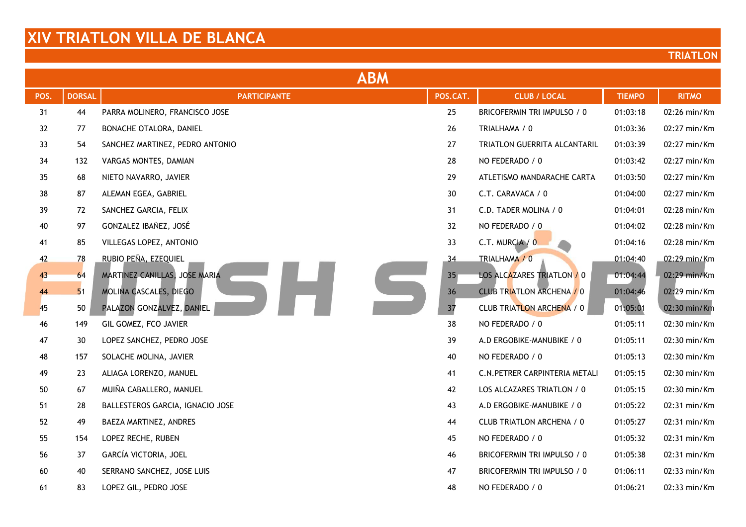# XIV TRIATLON VILLA DE BLANCA

**TRIATLON**

## ABM

| POS. | DORSAL | PARTICIPANTE | POS.CAT. | CLUB / LOCAL | TIEMPO | RITMO |
|---|---|---|---|---|---|---|
| 31 | 44 | PARRA MOLINERO, FRANCISCO JOSE | 25 | BRICOFERMIN TRI IMPULSO / 0 | 01:03:18 | 02:26 min/Km |
| 32 | 77 | BONACHE OTALORA, DANIEL | 26 | TRIALHAMA / 0 | 01:03:36 | 02:27 min/Km |
| 33 | 54 | SANCHEZ MARTINEZ, PEDRO ANTONIO | 27 | TRIATLON GUERRITA ALCANTARIL | 01:03:39 | 02:27 min/Km |
| 34 | 132 | VARGAS MONTES, DAMIAN | 28 | NO FEDERADO / 0 | 01:03:42 | 02:27 min/Km |
| 35 | 68 | NIETO NAVARRO, JAVIER | 29 | ATLETISMO MANDARACHE CARTA | 01:03:50 | 02:27 min/Km |
| 38 | 87 | ALEMAN EGEA, GABRIEL | 30 | C.T. CARAVACA / 0 | 01:04:00 | 02:27 min/Km |
| 39 | 72 | SANCHEZ GARCIA, FELIX | 31 | C.D. TADER MOLINA / 0 | 01:04:01 | 02:28 min/Km |
| 40 | 97 | GONZALEZ IBAÑEZ, JOSÉ | 32 | NO FEDERADO / 0 | 01:04:02 | 02:28 min/Km |
| 41 | 85 | VILLEGAS LOPEZ, ANTONIO | 33 | C.T. MURCIA / 0 | 01:04:16 | 02:28 min/Km |
| 42 | 78 | RUBIO PEÑA, EZEQUIEL | 34 | TRIALHAMA / 0 | 01:04:40 | 02:29 min/Km |
| 43 | 64 | MARTINEZ CANILLAS, JOSE MARIA | 35 | LOS ALCAZARES TRIATLON / 0 | 01:04:44 | 02:29 min/Km |
| 44 | 51 | MOLINA CASCALES, DIEGO | 36 | CLUB TRIATLON ARCHENA / 0 | 01:04:46 | 02:29 min/Km |
| 45 | 50 | PALAZON GONZALVEZ, DANIEL | 37 | CLUB TRIATLON ARCHENA / 0 | 01:05:01 | 02:30 min/Km |
| 46 | 149 | GIL GOMEZ, FCO JAVIER | 38 | NO FEDERADO / 0 | 01:05:11 | 02:30 min/Km |
| 47 | 30 | LOPEZ SANCHEZ, PEDRO JOSE | 39 | A.D ERGOBIKE-MANUBIKE / 0 | 01:05:11 | 02:30 min/Km |
| 48 | 157 | SOLACHE MOLINA, JAVIER | 40 | NO FEDERADO / 0 | 01:05:13 | 02:30 min/Km |
| 49 | 23 | ALIAGA LORENZO, MANUEL | 41 | C.N.PETRER CARPINTERIA METALI | 01:05:15 | 02:30 min/Km |
| 50 | 67 | MUIÑA CABALLERO, MANUEL | 42 | LOS ALCAZARES TRIATLON / 0 | 01:05:15 | 02:30 min/Km |
| 51 | 28 | BALLESTEROS GARCIA, IGNACIO JOSE | 43 | A.D ERGOBIKE-MANUBIKE / 0 | 01:05:22 | 02:31 min/Km |
| 52 | 49 | BAEZA MARTINEZ, ANDRES | 44 | CLUB TRIATLON ARCHENA / 0 | 01:05:27 | 02:31 min/Km |
| 55 | 154 | LOPEZ RECHE, RUBEN | 45 | NO FEDERADO / 0 | 01:05:32 | 02:31 min/Km |
| 56 | 37 | GARCÍA VICTORIA, JOEL | 46 | BRICOFERMIN TRI IMPULSO / 0 | 01:05:38 | 02:31 min/Km |
| 60 | 40 | SERRANO SANCHEZ, JOSE LUIS | 47 | BRICOFERMIN TRI IMPULSO / 0 | 01:06:11 | 02:33 min/Km |
| 61 | 83 | LOPEZ GIL, PEDRO JOSE | 48 | NO FEDERADO / 0 | 01:06:21 | 02:33 min/Km |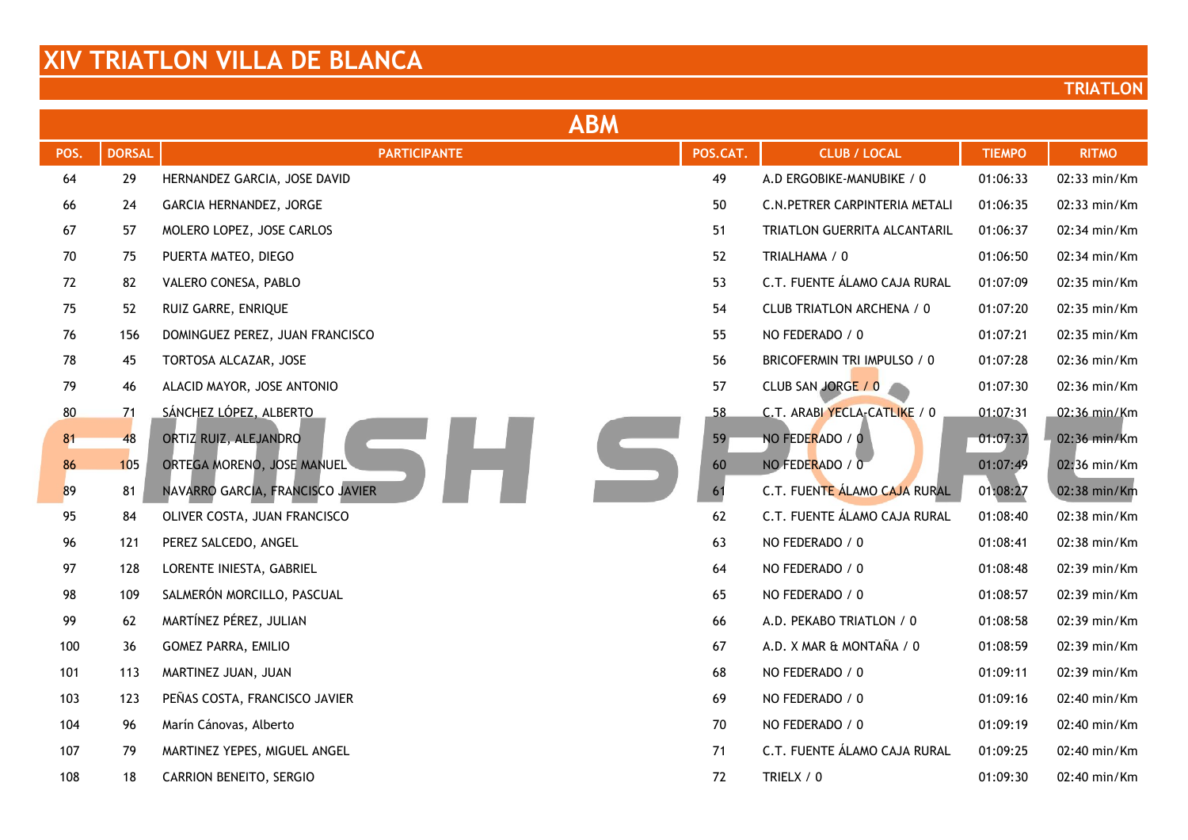# XIV TRIATLON VILLA DE BLANCA

**TRIATLON**

## ABM

| POS. | DORSAL | PARTICIPANTE | POS.CAT. | CLUB / LOCAL | TIEMPO | RITMO |
|---|---|---|---|---|---|---|
| 64 | 29 | HERNANDEZ GARCIA, JOSE DAVID | 49 | A.D ERGOBIKE-MANUBIKE / 0 | 01:06:33 | 02:33 min/Km |
| 66 | 24 | GARCIA HERNANDEZ, JORGE | 50 | C.N.PETRER CARPINTERIA METALI | 01:06:35 | 02:33 min/Km |
| 67 | 57 | MOLERO LOPEZ, JOSE CARLOS | 51 | TRIATLON GUERRITA ALCANTARIL | 01:06:37 | 02:34 min/Km |
| 70 | 75 | PUERTA MATEO, DIEGO | 52 | TRIALHAMA / 0 | 01:06:50 | 02:34 min/Km |
| 72 | 82 | VALERO CONESA, PABLO | 53 | C.T. FUENTE ÁLAMO CAJA RURAL | 01:07:09 | 02:35 min/Km |
| 75 | 52 | RUIZ GARRE, ENRIQUE | 54 | CLUB TRIATLON ARCHENA / 0 | 01:07:20 | 02:35 min/Km |
| 76 | 156 | DOMINGUEZ PEREZ, JUAN FRANCISCO | 55 | NO FEDERADO / 0 | 01:07:21 | 02:35 min/Km |
| 78 | 45 | TORTOSA ALCAZAR, JOSE | 56 | BRICOFERMIN TRI IMPULSO / 0 | 01:07:28 | 02:36 min/Km |
| 79 | 46 | ALACID MAYOR, JOSE ANTONIO | 57 | CLUB SAN JORGE / 0 | 01:07:30 | 02:36 min/Km |
| 80 | 71 | SÁNCHEZ LÓPEZ, ALBERTO | 58 | C.T. ARABI YECLA-CATLIKE / 0 | 01:07:31 | 02:36 min/Km |
| 81 | 48 | ORTIZ RUIZ, ALEJANDRO | 59 | NO FEDERADO / 0 | 01:07:37 | 02:36 min/Km |
| 86 | 105 | ORTEGA MORENO, JOSE MANUEL | 60 | NO FEDERADO / 0 | 01:07:49 | 02:36 min/Km |
| 89 | 81 | NAVARRO GARCIA, FRANCISCO JAVIER | 61 | C.T. FUENTE ÁLAMO CAJA RURAL | 01:08:27 | 02:38 min/Km |
| 95 | 84 | OLIVER COSTA, JUAN FRANCISCO | 62 | C.T. FUENTE ÁLAMO CAJA RURAL | 01:08:40 | 02:38 min/Km |
| 96 | 121 | PEREZ SALCEDO, ANGEL | 63 | NO FEDERADO / 0 | 01:08:41 | 02:38 min/Km |
| 97 | 128 | LORENTE INIESTA, GABRIEL | 64 | NO FEDERADO / 0 | 01:08:48 | 02:39 min/Km |
| 98 | 109 | SALMERÓN MORCILLO, PASCUAL | 65 | NO FEDERADO / 0 | 01:08:57 | 02:39 min/Km |
| 99 | 62 | MARTÍNEZ PÉREZ, JULIAN | 66 | A.D. PEKABO TRIATLON / 0 | 01:08:58 | 02:39 min/Km |
| 100 | 36 | GOMEZ PARRA, EMILIO | 67 | A.D. X MAR & MONTAÑA / 0 | 01:08:59 | 02:39 min/Km |
| 101 | 113 | MARTINEZ JUAN, JUAN | 68 | NO FEDERADO / 0 | 01:09:11 | 02:39 min/Km |
| 103 | 123 | PEÑAS COSTA, FRANCISCO JAVIER | 69 | NO FEDERADO / 0 | 01:09:16 | 02:40 min/Km |
| 104 | 96 | Marín Cánovas, Alberto | 70 | NO FEDERADO / 0 | 01:09:19 | 02:40 min/Km |
| 107 | 79 | MARTINEZ YEPES, MIGUEL ANGEL | 71 | C.T. FUENTE ÁLAMO CAJA RURAL | 01:09:25 | 02:40 min/Km |
| 108 | 18 | CARRION BENEITO, SERGIO | 72 | TRIELX / 0 | 01:09:30 | 02:40 min/Km |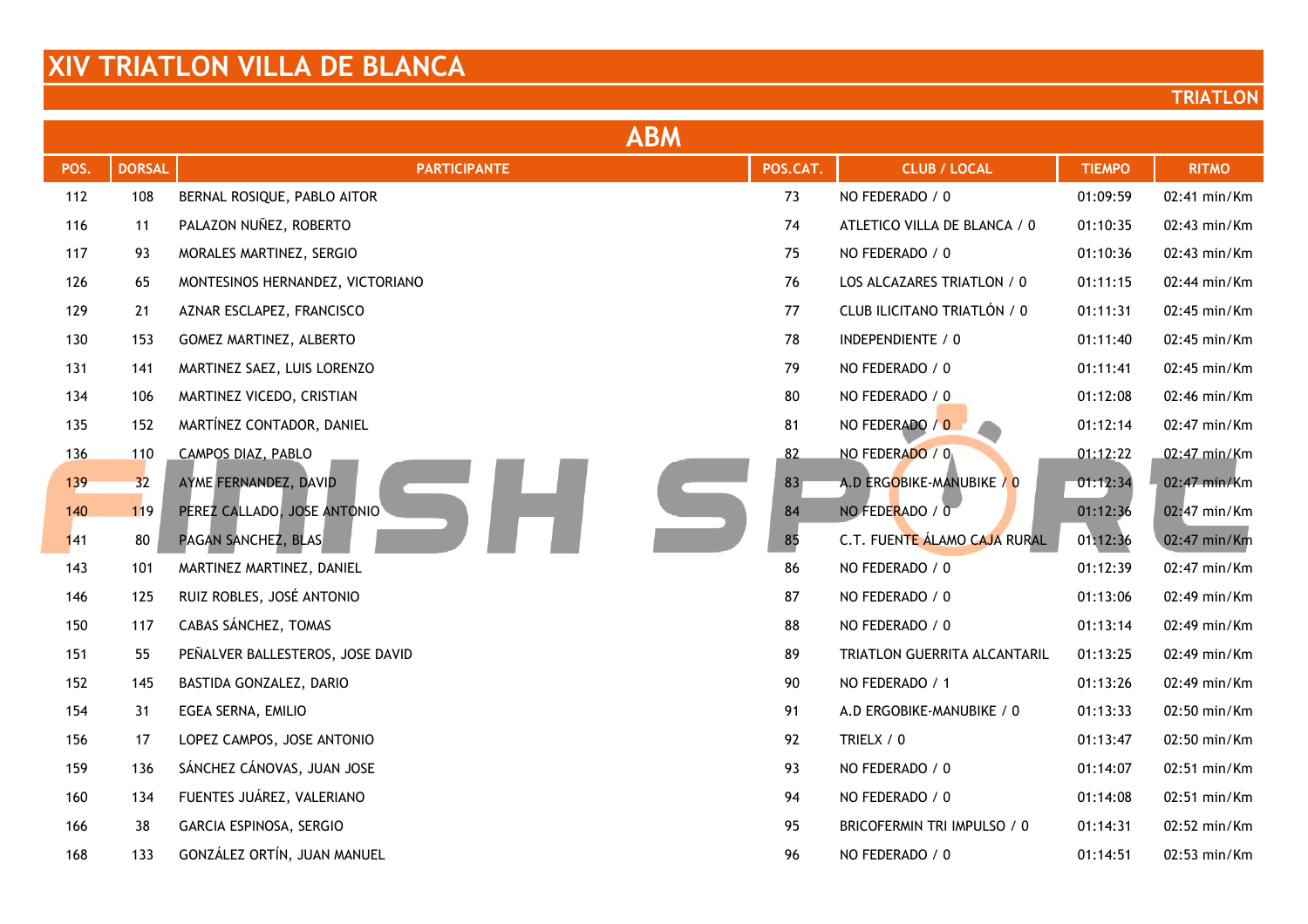# XIV TRIATLON VILLA DE BLANCA

**TRIATLON**

## ABM

| POS. | DORSAL | PARTICIPANTE | POS.CAT. | CLUB / LOCAL | TIEMPO | RITMO |
|---|---|---|---|---|---|---|
| 112 | 108 | BERNAL ROSIQUE, PABLO AITOR | 73 | NO FEDERADO / 0 | 01:09:59 | 02:41 min/Km |
| 116 | 11 | PALAZON NUÑEZ, ROBERTO | 74 | ATLETICO VILLA DE BLANCA / 0 | 01:10:35 | 02:43 min/Km |
| 117 | 93 | MORALES MARTINEZ, SERGIO | 75 | NO FEDERADO / 0 | 01:10:36 | 02:43 min/Km |
| 126 | 65 | MONTESINOS HERNANDEZ, VICTORIANO | 76 | LOS ALCAZARES TRIATLON / 0 | 01:11:15 | 02:44 min/Km |
| 129 | 21 | AZNAR ESCLAPEZ, FRANCISCO | 77 | CLUB ILICITANO TRIATLÓN / 0 | 01:11:31 | 02:45 min/Km |
| 130 | 153 | GOMEZ MARTINEZ, ALBERTO | 78 | INDEPENDIENTE / 0 | 01:11:40 | 02:45 min/Km |
| 131 | 141 | MARTINEZ SAEZ, LUIS LORENZO | 79 | NO FEDERADO / 0 | 01:11:41 | 02:45 min/Km |
| 134 | 106 | MARTINEZ VICEDO, CRISTIAN | 80 | NO FEDERADO / 0 | 01:12:08 | 02:46 min/Km |
| 135 | 152 | MARTÍNEZ CONTADOR, DANIEL | 81 | NO FEDERADO / 0 | 01:12:14 | 02:47 min/Km |
| 136 | 110 | CAMPOS DIAZ, PABLO | 82 | NO FEDERADO / 0 | 01:12:22 | 02:47 min/Km |
| 139 | 32 | AYME FERNANDEZ, DAVID | 83 | A.D ERGOBIKE-MANUBIKE / 0 | 01:12:34 | 02:47 min/Km |
| 140 | 119 | PEREZ CALLADO, JOSE ANTONIO | 84 | NO FEDERADO / 0 | 01:12:36 | 02:47 min/Km |
| 141 | 80 | PAGAN SANCHEZ, BLAS | 85 | C.T. FUENTE ÁLAMO CAJA RURAL | 01:12:36 | 02:47 min/Km |
| 143 | 101 | MARTINEZ MARTINEZ, DANIEL | 86 | NO FEDERADO / 0 | 01:12:39 | 02:47 min/Km |
| 146 | 125 | RUIZ ROBLES, JOSÉ ANTONIO | 87 | NO FEDERADO / 0 | 01:13:06 | 02:49 min/Km |
| 150 | 117 | CABAS SÁNCHEZ, TOMAS | 88 | NO FEDERADO / 0 | 01:13:14 | 02:49 min/Km |
| 151 | 55 | PEÑALVER BALLESTEROS, JOSE DAVID | 89 | TRIATLON GUERRITA ALCANTARIL | 01:13:25 | 02:49 min/Km |
| 152 | 145 | BASTIDA GONZALEZ, DARIO | 90 | NO FEDERADO / 1 | 01:13:26 | 02:49 min/Km |
| 154 | 31 | EGEA SERNA, EMILIO | 91 | A.D ERGOBIKE-MANUBIKE / 0 | 01:13:33 | 02:50 min/Km |
| 156 | 17 | LOPEZ CAMPOS, JOSE ANTONIO | 92 | TRIELX / 0 | 01:13:47 | 02:50 min/Km |
| 159 | 136 | SÁNCHEZ CÁNOVAS, JUAN JOSE | 93 | NO FEDERADO / 0 | 01:14:07 | 02:51 min/Km |
| 160 | 134 | FUENTES JUÁREZ, VALERIANO | 94 | NO FEDERADO / 0 | 01:14:08 | 02:51 min/Km |
| 166 | 38 | GARCIA ESPINOSA, SERGIO | 95 | BRICOFERMIN TRI IMPULSO / 0 | 01:14:31 | 02:52 min/Km |
| 168 | 133 | GONZÁLEZ ORTÍN, JUAN MANUEL | 96 | NO FEDERADO / 0 | 01:14:51 | 02:53 min/Km |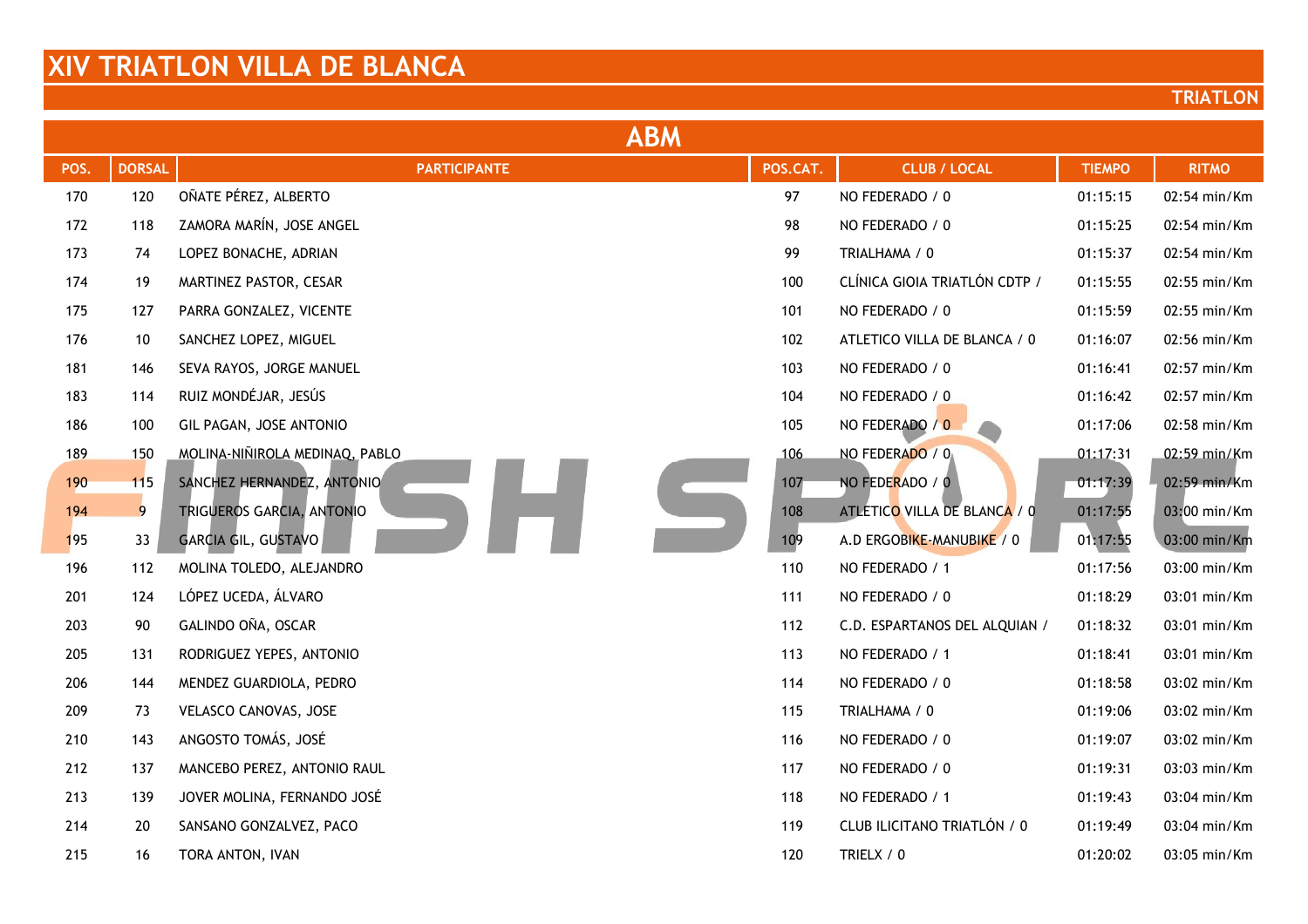# XIV TRIATLON VILLA DE BLANCA

**TRIATLON**

## ABM

| POS. | DORSAL | PARTICIPANTE | POS.CAT. | CLUB / LOCAL | TIEMPO | RITMO |
|---|---|---|---|---|---|---|
| 170 | 120 | OÑATE PÉREZ, ALBERTO | 97 | NO FEDERADO / 0 | 01:15:15 | 02:54 min/Km |
| 172 | 118 | ZAMORA MARÍN, JOSE ANGEL | 98 | NO FEDERADO / 0 | 01:15:25 | 02:54 min/Km |
| 173 | 74 | LOPEZ BONACHE, ADRIAN | 99 | TRIALHAMA / 0 | 01:15:37 | 02:54 min/Km |
| 174 | 19 | MARTINEZ PASTOR, CESAR | 100 | CLÍNICA GIOIA TRIATLÓN CDTP / | 01:15:55 | 02:55 min/Km |
| 175 | 127 | PARRA GONZALEZ, VICENTE | 101 | NO FEDERADO / 0 | 01:15:59 | 02:55 min/Km |
| 176 | 10 | SANCHEZ LOPEZ, MIGUEL | 102 | ATLETICO VILLA DE BLANCA / 0 | 01:16:07 | 02:56 min/Km |
| 181 | 146 | SEVA RAYOS, JORGE MANUEL | 103 | NO FEDERADO / 0 | 01:16:41 | 02:57 min/Km |
| 183 | 114 | RUIZ MONDÉJAR, JESÚS | 104 | NO FEDERADO / 0 | 01:16:42 | 02:57 min/Km |
| 186 | 100 | GIL PAGAN, JOSE ANTONIO | 105 | NO FEDERADO / 0 | 01:17:06 | 02:58 min/Km |
| 189 | 150 | MOLINA-NIÑIROLA MEDINAQ, PABLO | 106 | NO FEDERADO / 0 | 01:17:31 | 02:59 min/Km |
| 190 | 115 | SANCHEZ HERNANDEZ, ANTONIO | 107 | NO FEDERADO / 0 | 01:17:39 | 02:59 min/Km |
| 194 | 9 | TRIGUEROS GARCIA, ANTONIO | 108 | ATLETICO VILLA DE BLANCA / 0 | 01:17:55 | 03:00 min/Km |
| 195 | 33 | GARCIA GIL, GUSTAVO | 109 | A.D ERGOBIKE-MANUBIKE / 0 | 01:17:55 | 03:00 min/Km |
| 196 | 112 | MOLINA TOLEDO, ALEJANDRO | 110 | NO FEDERADO / 1 | 01:17:56 | 03:00 min/Km |
| 201 | 124 | LÓPEZ UCEDA, ÁLVARO | 111 | NO FEDERADO / 0 | 01:18:29 | 03:01 min/Km |
| 203 | 90 | GALINDO OÑA, OSCAR | 112 | C.D. ESPARTANOS DEL ALQUIAN / | 01:18:32 | 03:01 min/Km |
| 205 | 131 | RODRIGUEZ YEPES, ANTONIO | 113 | NO FEDERADO / 1 | 01:18:41 | 03:01 min/Km |
| 206 | 144 | MENDEZ GUARDIOLA, PEDRO | 114 | NO FEDERADO / 0 | 01:18:58 | 03:02 min/Km |
| 209 | 73 | VELASCO CANOVAS, JOSE | 115 | TRIALHAMA / 0 | 01:19:06 | 03:02 min/Km |
| 210 | 143 | ANGOSTO TOMÁS, JOSÉ | 116 | NO FEDERADO / 0 | 01:19:07 | 03:02 min/Km |
| 212 | 137 | MANCEBO PEREZ, ANTONIO RAUL | 117 | NO FEDERADO / 0 | 01:19:31 | 03:03 min/Km |
| 213 | 139 | JOVER MOLINA, FERNANDO JOSÉ | 118 | NO FEDERADO / 1 | 01:19:43 | 03:04 min/Km |
| 214 | 20 | SANSANO GONZALVEZ, PACO | 119 | CLUB ILICITANO TRIATLÓN / 0 | 01:19:49 | 03:04 min/Km |
| 215 | 16 | TORA ANTON, IVAN | 120 | TRIELX / 0 | 01:20:02 | 03:05 min/Km |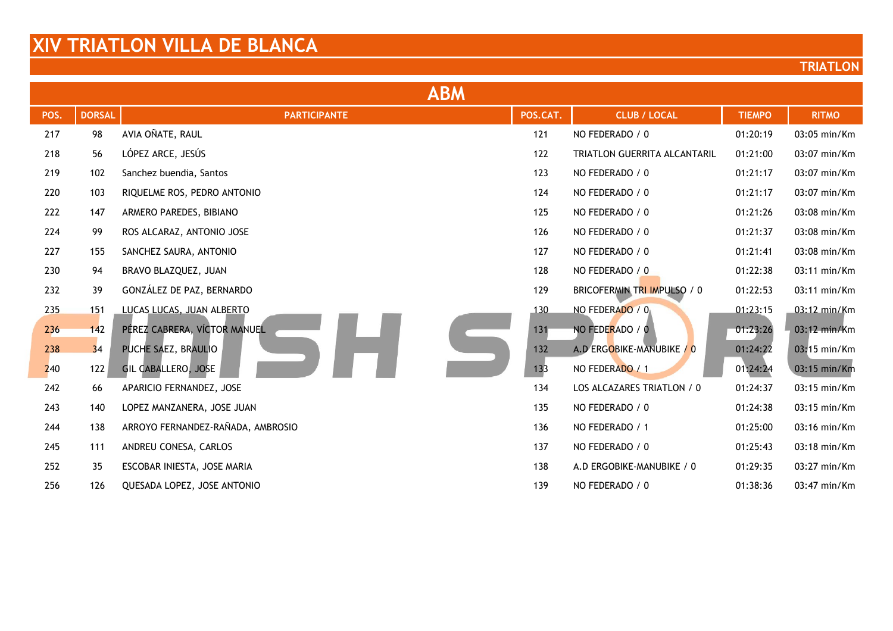# XIV TRIATLON VILLA DE BLANCA

**TRIATLON**

## ABM

| POS. | DORSAL | PARTICIPANTE | POS.CAT. | CLUB / LOCAL | TIEMPO | RITMO |
|---|---|---|---|---|---|---|
| 217 | 98 | AVIA OÑATE, RAUL | 121 | NO FEDERADO / 0 | 01:20:19 | 03:05 min/Km |
| 218 | 56 | LÓPEZ ARCE, JESÚS | 122 | TRIATLON GUERRITA ALCANTARIL | 01:21:00 | 03:07 min/Km |
| 219 | 102 | Sanchez buendia, Santos | 123 | NO FEDERADO / 0 | 01:21:17 | 03:07 min/Km |
| 220 | 103 | RIQUELME ROS, PEDRO ANTONIO | 124 | NO FEDERADO / 0 | 01:21:17 | 03:07 min/Km |
| 222 | 147 | ARMERO PAREDES, BIBIANO | 125 | NO FEDERADO / 0 | 01:21:26 | 03:08 min/Km |
| 224 | 99 | ROS ALCARAZ, ANTONIO JOSE | 126 | NO FEDERADO / 0 | 01:21:37 | 03:08 min/Km |
| 227 | 155 | SANCHEZ SAURA, ANTONIO | 127 | NO FEDERADO / 0 | 01:21:41 | 03:08 min/Km |
| 230 | 94 | BRAVO BLAZQUEZ, JUAN | 128 | NO FEDERADO / 0 | 01:22:38 | 03:11 min/Km |
| 232 | 39 | GONZÁLEZ DE PAZ, BERNARDO | 129 | BRICOFERMIN TRI IMPULSO / 0 | 01:22:53 | 03:11 min/Km |
| 235 | 151 | LUCAS LUCAS, JUAN ALBERTO | 130 | NO FEDERADO / 0 | 01:23:15 | 03:12 min/Km |
| 236 | 142 | PÉREZ CABRERA, VÍCTOR MANUEL | 131 | NO FEDERADO / 0 | 01:23:26 | 03:12 min/Km |
| 238 | 34 | PUCHE SAEZ, BRAULIO | 132 | A.D ERGOBIKE-MANUBIKE / 0 | 01:24:22 | 03:15 min/Km |
| 240 | 122 | GIL CABALLERO, JOSE | 133 | NO FEDERADO / 1 | 01:24:24 | 03:15 min/Km |
| 242 | 66 | APARICIO FERNANDEZ, JOSE | 134 | LOS ALCAZARES TRIATLON / 0 | 01:24:37 | 03:15 min/Km |
| 243 | 140 | LOPEZ MANZANERA, JOSE JUAN | 135 | NO FEDERADO / 0 | 01:24:38 | 03:15 min/Km |
| 244 | 138 | ARROYO FERNANDEZ-RAÑADA, AMBROSIO | 136 | NO FEDERADO / 1 | 01:25:00 | 03:16 min/Km |
| 245 | 111 | ANDREU CONESA, CARLOS | 137 | NO FEDERADO / 0 | 01:25:43 | 03:18 min/Km |
| 252 | 35 | ESCOBAR INIESTA, JOSE MARIA | 138 | A.D ERGOBIKE-MANUBIKE / 0 | 01:29:35 | 03:27 min/Km |
| 256 | 126 | QUESADA LOPEZ, JOSE ANTONIO | 139 | NO FEDERADO / 0 | 01:38:36 | 03:47 min/Km |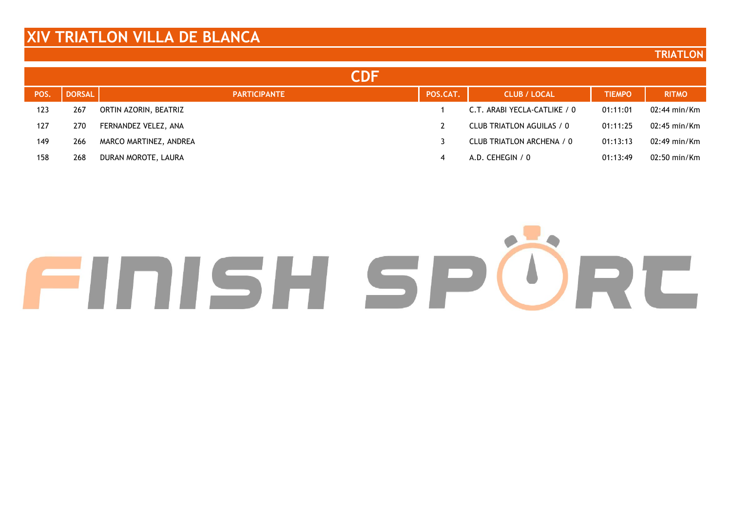# XIV TRIATLON VILLA DE BLANCA

**TRIATLON**

## CDF

| POS. | DORSAL | PARTICIPANTE | POS.CAT. | CLUB / LOCAL | TIEMPO | RITMO |
|---|---|---|---|---|---|---|
| 123 | 267 | ORTIN AZORIN, BEATRIZ | 1 | C.T. ARABI YECLA-CATLIKE / 0 | 01:11:01 | 02:44 min/Km |
| 127 | 270 | FERNANDEZ VELEZ, ANA | 2 | CLUB TRIATLON AGUILAS / 0 | 01:11:25 | 02:45 min/Km |
| 149 | 266 | MARCO MARTINEZ, ANDREA | 3 | CLUB TRIATLON ARCHENA / 0 | 01:13:13 | 02:49 min/Km |
| 158 | 268 | DURAN MOROTE, LAURA | 4 | A.D. CEHEGIN / 0 | 01:13:49 | 02:50 min/Km |

FINISH SPORT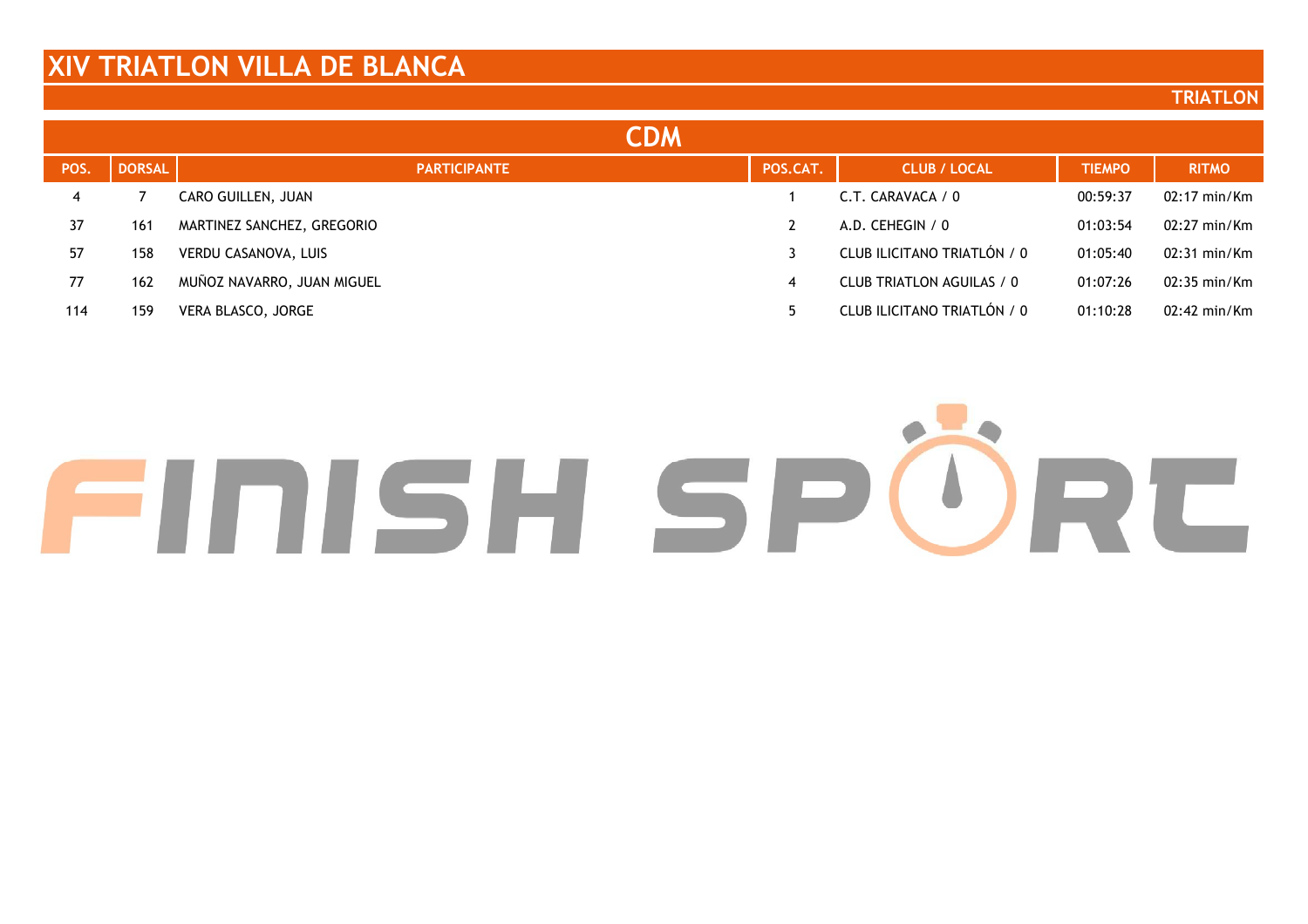# XIV TRIATLON VILLA DE BLANCA

**TRIATLON**

## CDM

| POS. | DORSAL | PARTICIPANTE | POS.CAT. | CLUB / LOCAL | TIEMPO | RITMO |
|---|---|---|---|---|---|---|
| 4 | 7 | CARO GUILLEN, JUAN | 1 | C.T. CARAVACA / 0 | 00:59:37 | 02:17 min/Km |
| 37 | 161 | MARTINEZ SANCHEZ, GREGORIO | 2 | A.D. CEHEGIN / 0 | 01:03:54 | 02:27 min/Km |
| 57 | 158 | VERDU CASANOVA, LUIS | 3 | CLUB ILICITANO TRIATLÓN / 0 | 01:05:40 | 02:31 min/Km |
| 77 | 162 | MUÑOZ NAVARRO, JUAN MIGUEL | 4 | CLUB TRIATLON AGUILAS / 0 | 01:07:26 | 02:35 min/Km |
| 114 | 159 | VERA BLASCO, JORGE | 5 | CLUB ILICITANO TRIATLÓN / 0 | 01:10:28 | 02:42 min/Km |

FINISH SPORT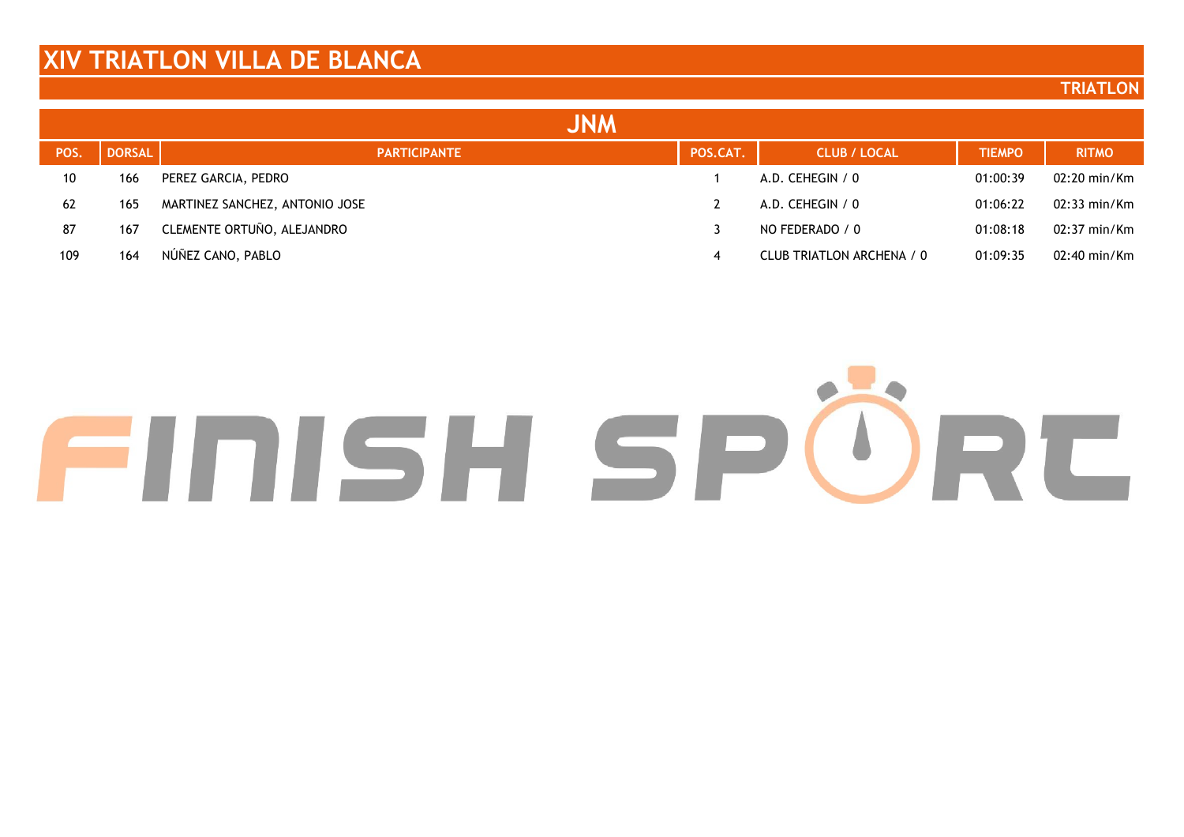# XIV TRIATLON VILLA DE BLANCA

**TRIATLON**

## JNM

| POS. | DORSAL | PARTICIPANTE | POS.CAT. | CLUB / LOCAL | TIEMPO | RITMO |
|---|---|---|---|---|---|---|
| 10 | 166 | PEREZ GARCIA, PEDRO | 1 | A.D. CEHEGIN / 0 | 01:00:39 | 02:20 min/Km |
| 62 | 165 | MARTINEZ SANCHEZ, ANTONIO JOSE | 2 | A.D. CEHEGIN / 0 | 01:06:22 | 02:33 min/Km |
| 87 | 167 | CLEMENTE ORTUÑO, ALEJANDRO | 3 | NO FEDERADO / 0 | 01:08:18 | 02:37 min/Km |
| 109 | 164 | NÚÑEZ CANO, PABLO | 4 | CLUB TRIATLON ARCHENA / 0 | 01:09:35 | 02:40 min/Km |

FINISH SPORT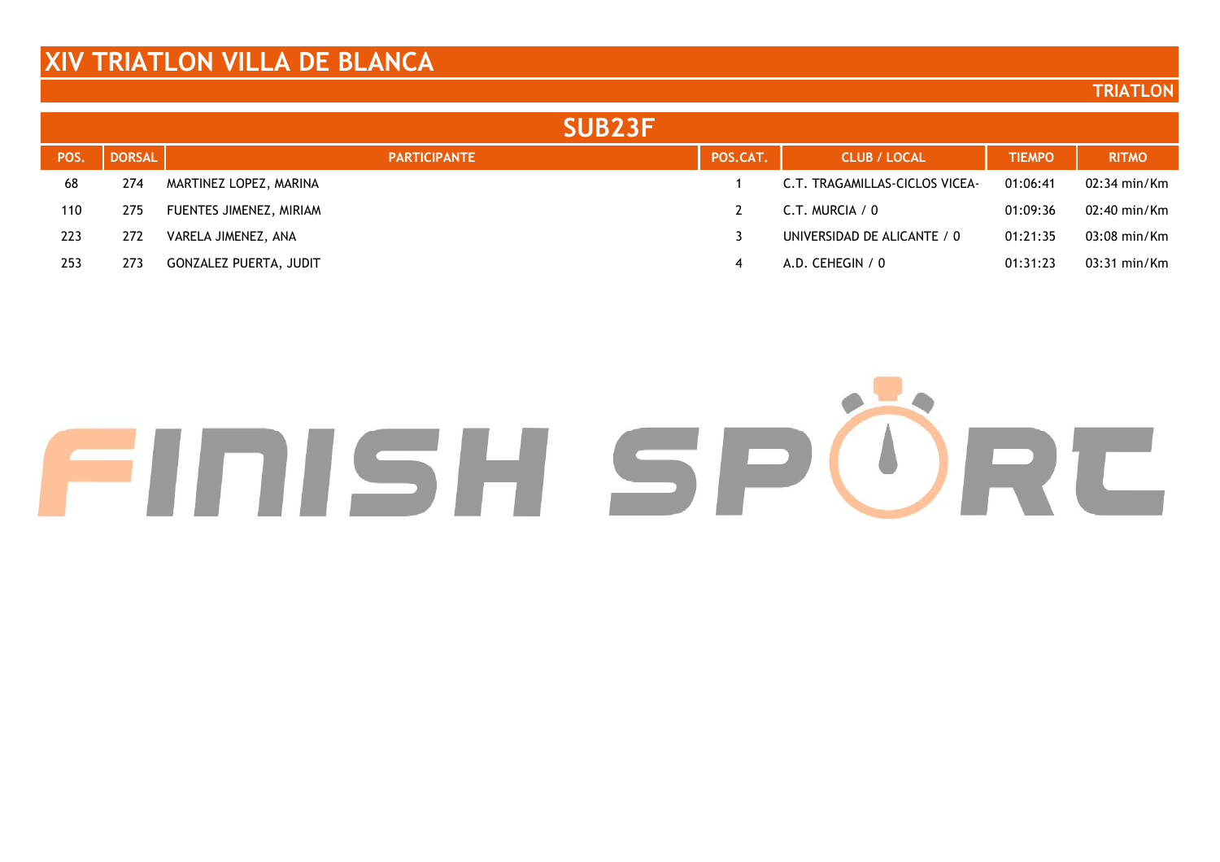# XIV TRIATLON VILLA DE BLANCA

**TRIATLON**

## SUB23F

| POS. | DORSAL | PARTICIPANTE | POS.CAT. | CLUB / LOCAL | TIEMPO | RITMO |
|---|---|---|---|---|---|---|
| 68 | 274 | MARTINEZ LOPEZ, MARINA | 1 | C.T. TRAGAMILLAS-CICLOS VICEA- | 01:06:41 | 02:34 min/Km |
| 110 | 275 | FUENTES JIMENEZ, MIRIAM | 2 | C.T. MURCIA / 0 | 01:09:36 | 02:40 min/Km |
| 223 | 272 | VARELA JIMENEZ, ANA | 3 | UNIVERSIDAD DE ALICANTE / 0 | 01:21:35 | 03:08 min/Km |
| 253 | 273 | GONZALEZ PUERTA, JUDIT | 4 | A.D. CEHEGIN / 0 | 01:31:23 | 03:31 min/Km |

FINISH SPORT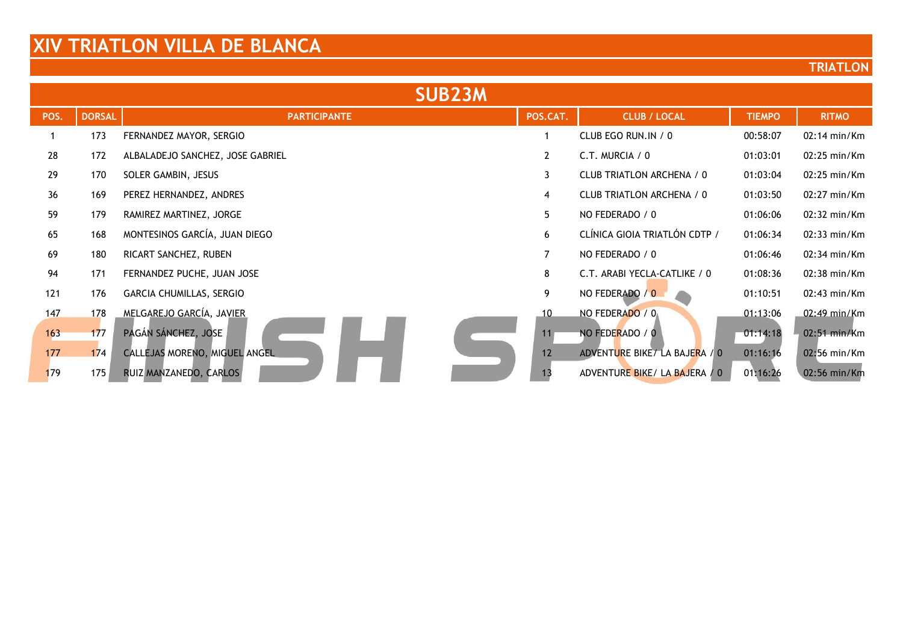# XIV TRIATLON VILLA DE BLANCA

**TRIATLON**

## SUB23M

| POS. | DORSAL | PARTICIPANTE | POS.CAT. | CLUB / LOCAL | TIEMPO | RITMO |
|---|---|---|---|---|---|---|
| 1 | 173 | FERNANDEZ MAYOR, SERGIO | 1 | CLUB EGO RUN.IN / 0 | 00:58:07 | 02:14 min/Km |
| 28 | 172 | ALBALADEJO SANCHEZ, JOSE GABRIEL | 2 | C.T. MURCIA / 0 | 01:03:01 | 02:25 min/Km |
| 29 | 170 | SOLER GAMBIN, JESUS | 3 | CLUB TRIATLON ARCHENA / 0 | 01:03:04 | 02:25 min/Km |
| 36 | 169 | PEREZ HERNANDEZ, ANDRES | 4 | CLUB TRIATLON ARCHENA / 0 | 01:03:50 | 02:27 min/Km |
| 59 | 179 | RAMIREZ MARTINEZ, JORGE | 5 | NO FEDERADO / 0 | 01:06:06 | 02:32 min/Km |
| 65 | 168 | MONTESINOS GARCÍA, JUAN DIEGO | 6 | CLÍNICA GIOIA TRIATLÓN CDTP / | 01:06:34 | 02:33 min/Km |
| 69 | 180 | RICART SANCHEZ, RUBEN | 7 | NO FEDERADO / 0 | 01:06:46 | 02:34 min/Km |
| 94 | 171 | FERNANDEZ PUCHE, JUAN JOSE | 8 | C.T. ARABI YECLA-CATLIKE / 0 | 01:08:36 | 02:38 min/Km |
| 121 | 176 | GARCIA CHUMILLAS, SERGIO | 9 | NO FEDERADO / 0 | 01:10:51 | 02:43 min/Km |
| 147 | 178 | MELGAREJO GARCÍA, JAVIER | 10 | NO FEDERADO / 0 | 01:13:06 | 02:49 min/Km |
| 163 | 177 | PAGÁN SÁNCHEZ, JOSE | 11 | NO FEDERADO / 0 | 01:14:18 | 02:51 min/Km |
| 177 | 174 | CALLEJAS MORENO, MIGUEL ANGEL | 12 | ADVENTURE BIKE/ LA BAJERA / 0 | 01:16:16 | 02:56 min/Km |
| 179 | 175 | RUIZ MANZANEDO, CARLOS | 13 | ADVENTURE BIKE/ LA BAJERA / 0 | 01:16:26 | 02:56 min/Km |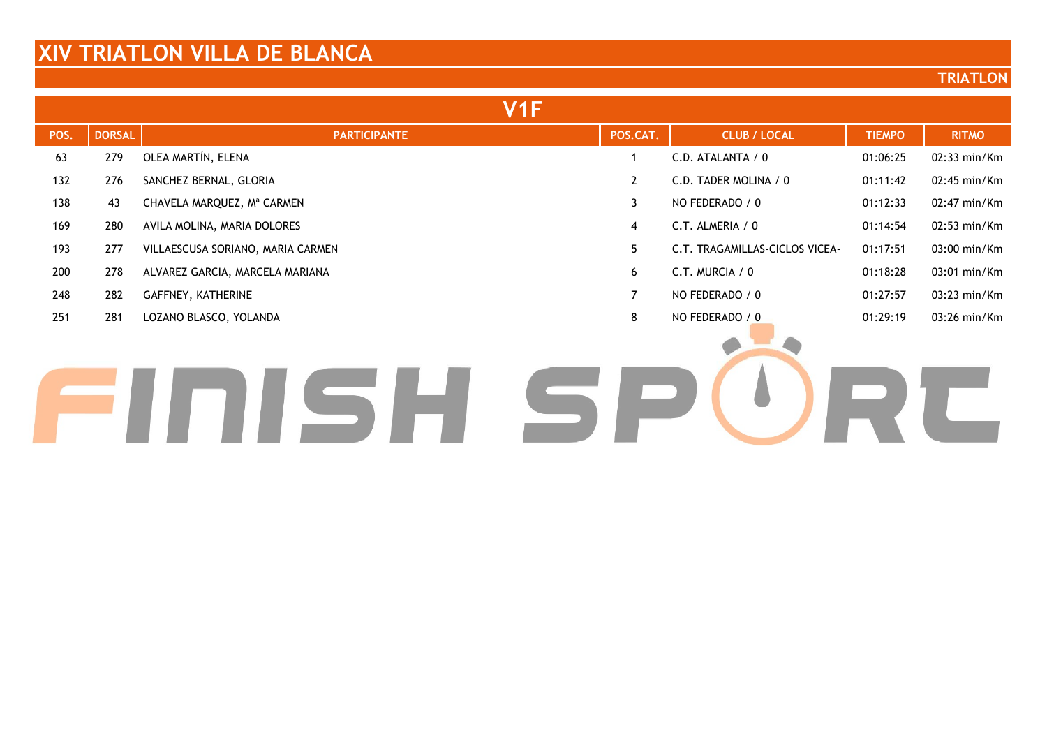# XIV TRIATLON VILLA DE BLANCA

TRIATLON

## V1F

| POS. | DORSAL | PARTICIPANTE | POS.CAT. | CLUB / LOCAL | TIEMPO | RITMO |
|---|---|---|---|---|---|---|
| 63 | 279 | OLEA MARTÍN, ELENA | 1 | C.D. ATALANTA / 0 | 01:06:25 | 02:33 min/Km |
| 132 | 276 | SANCHEZ BERNAL, GLORIA | 2 | C.D. TADER MOLINA / 0 | 01:11:42 | 02:45 min/Km |
| 138 | 43 | CHAVELA MARQUEZ, Mª CARMEN | 3 | NO FEDERADO / 0 | 01:12:33 | 02:47 min/Km |
| 169 | 280 | AVILA MOLINA, MARIA DOLORES | 4 | C.T. ALMERIA / 0 | 01:14:54 | 02:53 min/Km |
| 193 | 277 | VILLAESCUSA SORIANO, MARIA CARMEN | 5 | C.T. TRAGAMILLAS-CICLOS VICEA- | 01:17:51 | 03:00 min/Km |
| 200 | 278 | ALVAREZ GARCIA, MARCELA MARIANA | 6 | C.T. MURCIA / 0 | 01:18:28 | 03:01 min/Km |
| 248 | 282 | GAFFNEY, KATHERINE | 7 | NO FEDERADO / 0 | 01:27:57 | 03:23 min/Km |
| 251 | 281 | LOZANO BLASCO, YOLANDA | 8 | NO FEDERADO / 0 | 01:29:19 | 03:26 min/Km |

FINISH SPORT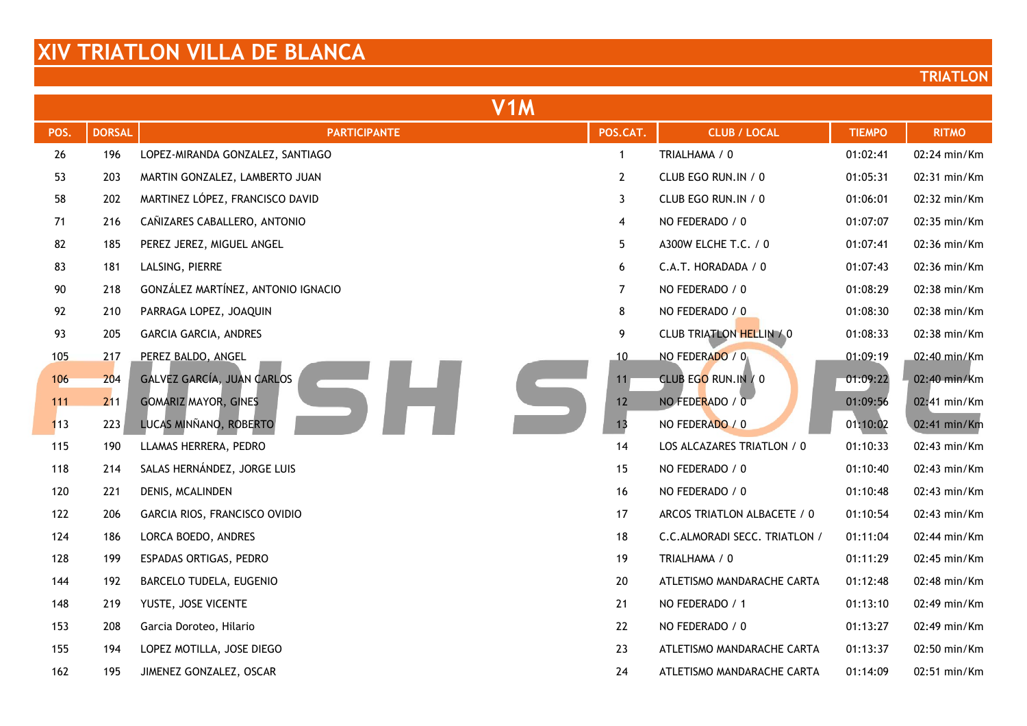# XIV TRIATLON VILLA DE BLANCA

**TRIATLON**

## V1M

| POS. | DORSAL | PARTICIPANTE | POS.CAT. | CLUB / LOCAL | TIEMPO | RITMO |
|---|---|---|---|---|---|---|
| 26 | 196 | LOPEZ-MIRANDA GONZALEZ, SANTIAGO | 1 | TRIALHAMA / 0 | 01:02:41 | 02:24 min/Km |
| 53 | 203 | MARTIN GONZALEZ, LAMBERTO JUAN | 2 | CLUB EGO RUN.IN / 0 | 01:05:31 | 02:31 min/Km |
| 58 | 202 | MARTINEZ LÓPEZ, FRANCISCO DAVID | 3 | CLUB EGO RUN.IN / 0 | 01:06:01 | 02:32 min/Km |
| 71 | 216 | CAÑIZARES CABALLERO, ANTONIO | 4 | NO FEDERADO / 0 | 01:07:07 | 02:35 min/Km |
| 82 | 185 | PEREZ JEREZ, MIGUEL ANGEL | 5 | A300W ELCHE T.C. / 0 | 01:07:41 | 02:36 min/Km |
| 83 | 181 | LALSING, PIERRE | 6 | C.A.T. HORADADA / 0 | 01:07:43 | 02:36 min/Km |
| 90 | 218 | GONZÁLEZ MARTÍNEZ, ANTONIO IGNACIO | 7 | NO FEDERADO / 0 | 01:08:29 | 02:38 min/Km |
| 92 | 210 | PARRAGA LOPEZ, JOAQUIN | 8 | NO FEDERADO / 0 | 01:08:30 | 02:38 min/Km |
| 93 | 205 | GARCIA GARCIA, ANDRES | 9 | CLUB TRIATLON HELLIN / 0 | 01:08:33 | 02:38 min/Km |
| 105 | 217 | PEREZ BALDO, ANGEL | 10 | NO FEDERADO / 0 | 01:09:19 | 02:40 min/Km |
| 106 | 204 | GALVEZ GARCÍA, JUAN CARLOS | 11 | CLUB EGO RUN.IN / 0 | 01:09:22 | 02:40 min/Km |
| 111 | 211 | GOMARIZ MAYOR, GINES | 12 | NO FEDERADO / 0 | 01:09:56 | 02:41 min/Km |
| 113 | 223 | LUCAS MINÑANO, ROBERTO | 13 | NO FEDERADO / 0 | 01:10:02 | 02:41 min/Km |
| 115 | 190 | LLAMAS HERRERA, PEDRO | 14 | LOS ALCAZARES TRIATLON / 0 | 01:10:33 | 02:43 min/Km |
| 118 | 214 | SALAS HERNÁNDEZ, JORGE LUIS | 15 | NO FEDERADO / 0 | 01:10:40 | 02:43 min/Km |
| 120 | 221 | DENIS, MCALINDEN | 16 | NO FEDERADO / 0 | 01:10:48 | 02:43 min/Km |
| 122 | 206 | GARCIA RIOS, FRANCISCO OVIDIO | 17 | ARCOS TRIATLON ALBACETE / 0 | 01:10:54 | 02:43 min/Km |
| 124 | 186 | LORCA BOEDO, ANDRES | 18 | C.C.ALMORADI SECC. TRIATLON / | 01:11:04 | 02:44 min/Km |
| 128 | 199 | ESPADAS ORTIGAS, PEDRO | 19 | TRIALHAMA / 0 | 01:11:29 | 02:45 min/Km |
| 144 | 192 | BARCELO TUDELA, EUGENIO | 20 | ATLETISMO MANDARACHE CARTA | 01:12:48 | 02:48 min/Km |
| 148 | 219 | YUSTE, JOSE VICENTE | 21 | NO FEDERADO / 1 | 01:13:10 | 02:49 min/Km |
| 153 | 208 | Garcia Doroteo, Hilario | 22 | NO FEDERADO / 0 | 01:13:27 | 02:49 min/Km |
| 155 | 194 | LOPEZ MOTILLA, JOSE DIEGO | 23 | ATLETISMO MANDARACHE CARTA | 01:13:37 | 02:50 min/Km |
| 162 | 195 | JIMENEZ GONZALEZ, OSCAR | 24 | ATLETISMO MANDARACHE CARTA | 01:14:09 | 02:51 min/Km |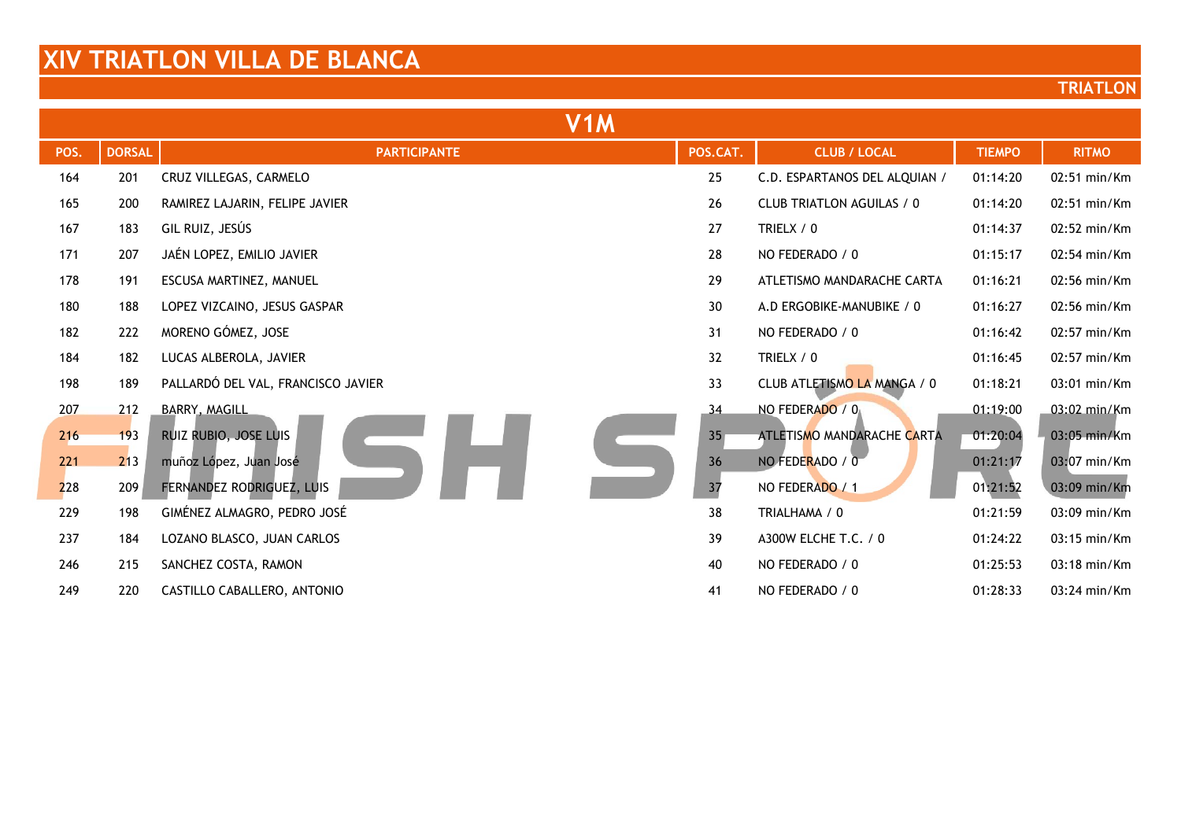# XIV TRIATLON VILLA DE BLANCA

TRIATLON

## V1M

| POS. | DORSAL | PARTICIPANTE | POS.CAT. | CLUB / LOCAL | TIEMPO | RITMO |
|---|---|---|---|---|---|---|
| 164 | 201 | CRUZ VILLEGAS, CARMELO | 25 | C.D. ESPARTANOS DEL ALQUIAN / | 01:14:20 | 02:51 min/Km |
| 165 | 200 | RAMIREZ LAJARIN, FELIPE JAVIER | 26 | CLUB TRIATLON AGUILAS / 0 | 01:14:20 | 02:51 min/Km |
| 167 | 183 | GIL RUIZ, JESÚS | 27 | TRIELX / 0 | 01:14:37 | 02:52 min/Km |
| 171 | 207 | JAÉN LOPEZ, EMILIO JAVIER | 28 | NO FEDERADO / 0 | 01:15:17 | 02:54 min/Km |
| 178 | 191 | ESCUSA MARTINEZ, MANUEL | 29 | ATLETISMO MANDARACHE CARTA | 01:16:21 | 02:56 min/Km |
| 180 | 188 | LOPEZ VIZCAINO, JESUS GASPAR | 30 | A.D ERGOBIKE-MANUBIKE / 0 | 01:16:27 | 02:56 min/Km |
| 182 | 222 | MORENO GÓMEZ, JOSE | 31 | NO FEDERADO / 0 | 01:16:42 | 02:57 min/Km |
| 184 | 182 | LUCAS ALBEROLA, JAVIER | 32 | TRIELX / 0 | 01:16:45 | 02:57 min/Km |
| 198 | 189 | PALLARDÓ DEL VAL, FRANCISCO JAVIER | 33 | CLUB ATLETISMO LA MANGA / 0 | 01:18:21 | 03:01 min/Km |
| 207 | 212 | BARRY, MAGILL | 34 | NO FEDERADO / 0 | 01:19:00 | 03:02 min/Km |
| 216 | 193 | RUIZ RUBIO, JOSE LUIS | 35 | ATLETISMO MANDARACHE CARTA | 01:20:04 | 03:05 min/Km |
| 221 | 213 | muñoz López, Juan José | 36 | NO FEDERADO / 0 | 01:21:17 | 03:07 min/Km |
| 228 | 209 | FERNANDEZ RODRIGUEZ, LUIS | 37 | NO FEDERADO / 1 | 01:21:52 | 03:09 min/Km |
| 229 | 198 | GIMÉNEZ ALMAGRO, PEDRO JOSÉ | 38 | TRIALHAMA / 0 | 01:21:59 | 03:09 min/Km |
| 237 | 184 | LOZANO BLASCO, JUAN CARLOS | 39 | A300W ELCHE T.C. / 0 | 01:24:22 | 03:15 min/Km |
| 246 | 215 | SANCHEZ COSTA, RAMON | 40 | NO FEDERADO / 0 | 01:25:53 | 03:18 min/Km |
| 249 | 220 | CASTILLO CABALLERO, ANTONIO | 41 | NO FEDERADO / 0 | 01:28:33 | 03:24 min/Km |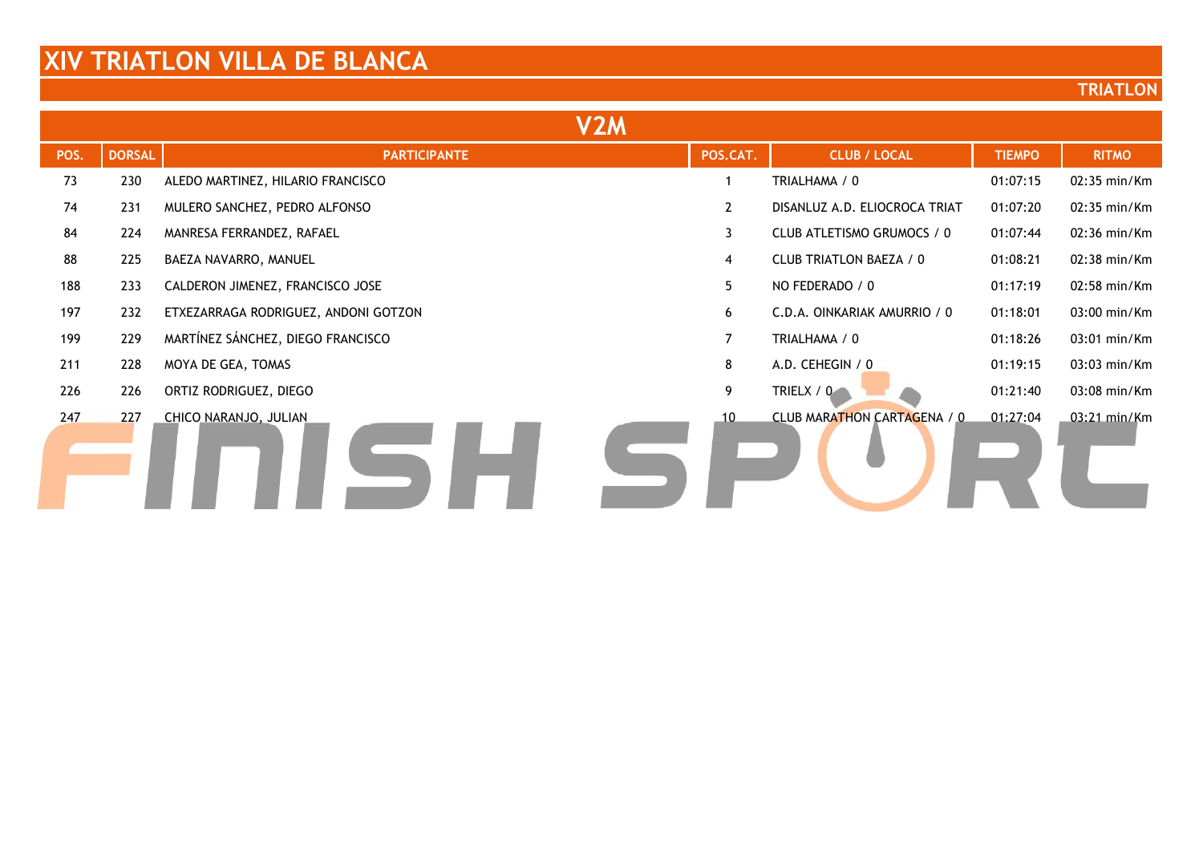# XIV TRIATLON VILLA DE BLANCA

**TRIATLON**

## V2M

| POS. | DORSAL | PARTICIPANTE | POS.CAT. | CLUB / LOCAL | TIEMPO | RITMO |
|---|---|---|---|---|---|---|
| 73 | 230 | ALEDO MARTINEZ, HILARIO FRANCISCO | 1 | TRIALHAMA / 0 | 01:07:15 | 02:35 min/Km |
| 74 | 231 | MULERO SANCHEZ, PEDRO ALFONSO | 2 | DISANLUZ A.D. ELIOCROCA TRIAT | 01:07:20 | 02:35 min/Km |
| 84 | 224 | MANRESA FERRANDEZ, RAFAEL | 3 | CLUB ATLETISMO GRUMOCS / 0 | 01:07:44 | 02:36 min/Km |
| 88 | 225 | BAEZA NAVARRO, MANUEL | 4 | CLUB TRIATLON BAEZA / 0 | 01:08:21 | 02:38 min/Km |
| 188 | 233 | CALDERON JIMENEZ, FRANCISCO JOSE | 5 | NO FEDERADO / 0 | 01:17:19 | 02:58 min/Km |
| 197 | 232 | ETXEZARRAGA RODRIGUEZ, ANDONI GOTZON | 6 | C.D.A. OINKARIAK AMURRIO / 0 | 01:18:01 | 03:00 min/Km |
| 199 | 229 | MARTÍNEZ SÁNCHEZ, DIEGO FRANCISCO | 7 | TRIALHAMA / 0 | 01:18:26 | 03:01 min/Km |
| 211 | 228 | MOYA DE GEA, TOMAS | 8 | A.D. CEHEGIN / 0 | 01:19:15 | 03:03 min/Km |
| 226 | 226 | ORTIZ RODRIGUEZ, DIEGO | 9 | TRIELX / 0 | 01:21:40 | 03:08 min/Km |
| 247 | 227 | CHICO NARANJO, JULIAN | 10 | CLUB MARATHON CARTAGENA / 0 | 01:27:04 | 03:21 min/Km |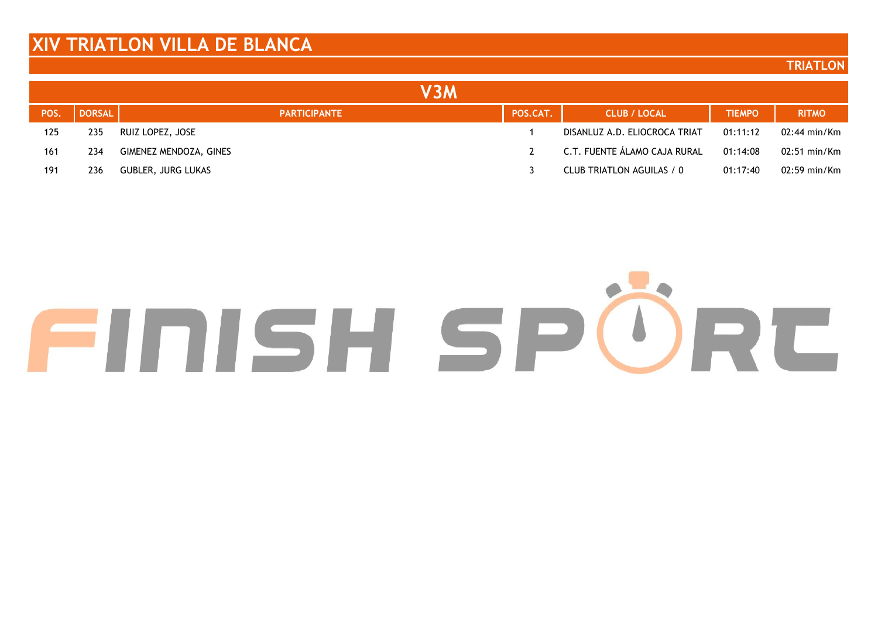# XIV TRIATLON VILLA DE BLANCA

**TRIATLON**

## V3M

| POS. | DORSAL | PARTICIPANTE | POS.CAT. | CLUB / LOCAL | TIEMPO | RITMO |
|---|---|---|---|---|---|---|
| 125 | 235 | RUIZ LOPEZ, JOSE | 1 | DISANLUZ A.D. ELIOCROCA TRIAT | 01:11:12 | 02:44 min/Km |
| 161 | 234 | GIMENEZ MENDOZA, GINES | 2 | C.T. FUENTE ÁLAMO CAJA RURAL | 01:14:08 | 02:51 min/Km |
| 191 | 236 | GUBLER, JURG LUKAS | 3 | CLUB TRIATLON AGUILAS / 0 | 01:17:40 | 02:59 min/Km |

FINISH SPORT